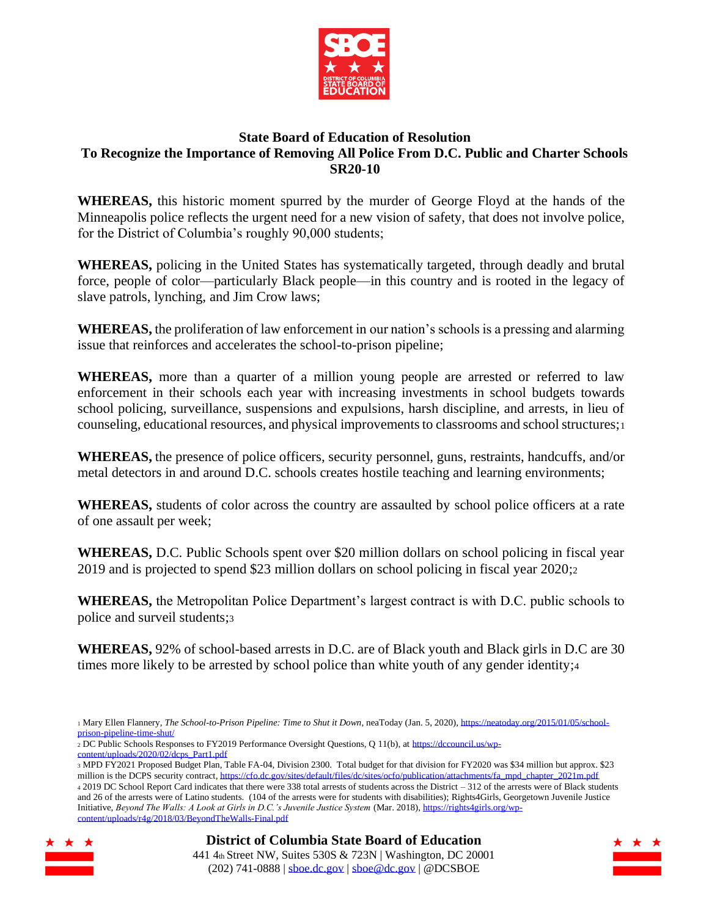## State Board of Education of Resolution
## To Recognize the Importance of Removing All Police From D.C. Public and Charter Schools
## SR20-10

**WHEREAS,** this historic moment spurred by the murder of George Floyd at the hands of the Minneapolis police reflects the urgent need for a new vision of safety, that does not involve police, for the District of Columbia's roughly 90,000 students;

**WHEREAS,** policing in the United States has systematically targeted, through deadly and brutal force, people of color—particularly Black people—in this country and is rooted in the legacy of slave patrols, lynching, and Jim Crow laws;

**WHEREAS,** the proliferation of law enforcement in our nation's schools is a pressing and alarming issue that reinforces and accelerates the school-to-prison pipeline;

**WHEREAS,** more than a quarter of a million young people are arrested or referred to law enforcement in their schools each year with increasing investments in school budgets towards school policing, surveillance, suspensions and expulsions, harsh discipline, and arrests, in lieu of counseling, educational resources, and physical improvements to classrooms and school structures;[1]

**WHEREAS,** the presence of police officers, security personnel, guns, restraints, handcuffs, and/or metal detectors in and around D.C. schools creates hostile teaching and learning environments;

**WHEREAS,** students of color across the country are assaulted by school police officers at a rate of one assault per week;

**WHEREAS,** D.C. Public Schools spent over $20 million dollars on school policing in fiscal year 2019 and is projected to spend $23 million dollars on school policing in fiscal year 2020;[2]

**WHEREAS,** the Metropolitan Police Department's largest contract is with D.C. public schools to police and surveil students;[3]

**WHEREAS,** 92% of school-based arrests in D.C. are of Black youth and Black girls in D.C are 30 times more likely to be arrested by school police than white youth of any gender identity;[4]

---

[1] Mary Ellen Flannery, *The School-to-Prison Pipeline: Time to Shut it Down*, neaToday (Jan. 5, 2020), https://neatoday.org/2015/01/05/school-prison-pipeline-time-shut/

[2] DC Public Schools Responses to FY2019 Performance Oversight Questions, Q 11(b), at https://dccouncil.us/wp-content/uploads/2020/02/dcps_Part1.pdf

[3] MPD FY2021 Proposed Budget Plan, Table FA-04, Division 2300. Total budget for that division for FY2020 was $34 million but approx. $23 million is the DCPS security contract, https://cfo.dc.gov/sites/default/files/dc/sites/ocfo/publication/attachments/fa_mpd_chapter_2021m.pdf

[4] 2019 DC School Report Card indicates that there were 338 total arrests of students across the District – 312 of the arrests were of Black students and 26 of the arrests were of Latino students. (104 of the arrests were for students with disabilities); Rights4Girls, Georgetown Juvenile Justice Initiative, *Beyond The Walls: A Look at Girls in D.C.'s Juvenile Justice System* (Mar. 2018), https://rights4girls.org/wp-content/uploads/r4g/2018/03/BeyondTheWalls-Final.pdf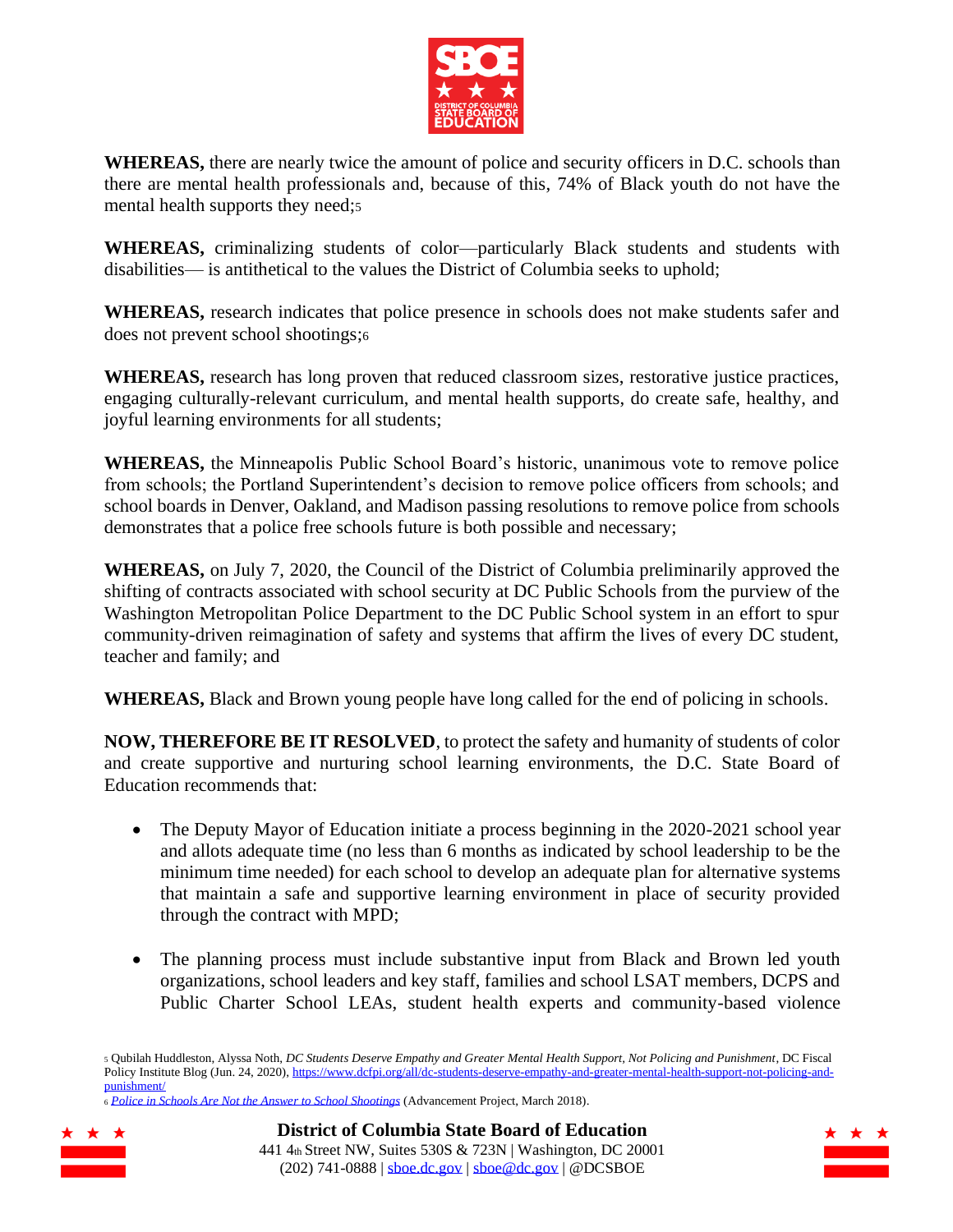**WHEREAS,** there are nearly twice the amount of police and security officers in D.C. schools than there are mental health professionals and, because of this, 74% of Black youth do not have the mental health supports they need;[5]

**WHEREAS,** criminalizing students of color—particularly Black students and students with disabilities— is antithetical to the values the District of Columbia seeks to uphold;

**WHEREAS,** research indicates that police presence in schools does not make students safer and does not prevent school shootings;[6]

**WHEREAS,** research has long proven that reduced classroom sizes, restorative justice practices, engaging culturally-relevant curriculum, and mental health supports, do create safe, healthy, and joyful learning environments for all students;

**WHEREAS,** the Minneapolis Public School Board's historic, unanimous vote to remove police from schools; the Portland Superintendent's decision to remove police officers from schools; and school boards in Denver, Oakland, and Madison passing resolutions to remove police from schools demonstrates that a police free schools future is both possible and necessary;

**WHEREAS,** on July 7, 2020, the Council of the District of Columbia preliminarily approved the shifting of contracts associated with school security at DC Public Schools from the purview of the Washington Metropolitan Police Department to the DC Public School system in an effort to spur community-driven reimagination of safety and systems that affirm the lives of every DC student, teacher and family; and

**WHEREAS,** Black and Brown young people have long called for the end of policing in schools.

**NOW, THEREFORE BE IT RESOLVED**, to protect the safety and humanity of students of color and create supportive and nurturing school learning environments, the D.C. State Board of Education recommends that:

- The Deputy Mayor of Education initiate a process beginning in the 2020-2021 school year and allots adequate time (no less than 6 months as indicated by school leadership to be the minimum time needed) for each school to develop an adequate plan for alternative systems that maintain a safe and supportive learning environment in place of security provided through the contract with MPD;

- The planning process must include substantive input from Black and Brown led youth organizations, school leaders and key staff, families and school LSAT members, DCPS and Public Charter School LEAs, student health experts and community-based violence

[5] Qubilah Huddleston, Alyssa Noth, *DC Students Deserve Empathy and Greater Mental Health Support, Not Policing and Punishment*, DC Fiscal Policy Institute Blog (Jun. 24, 2020), https://www.dcfpi.org/all/dc-students-deserve-empathy-and-greater-mental-health-support-not-policing-and-punishment/

[6] *Police in Schools Are Not the Answer to School Shootings* (Advancement Project, March 2018).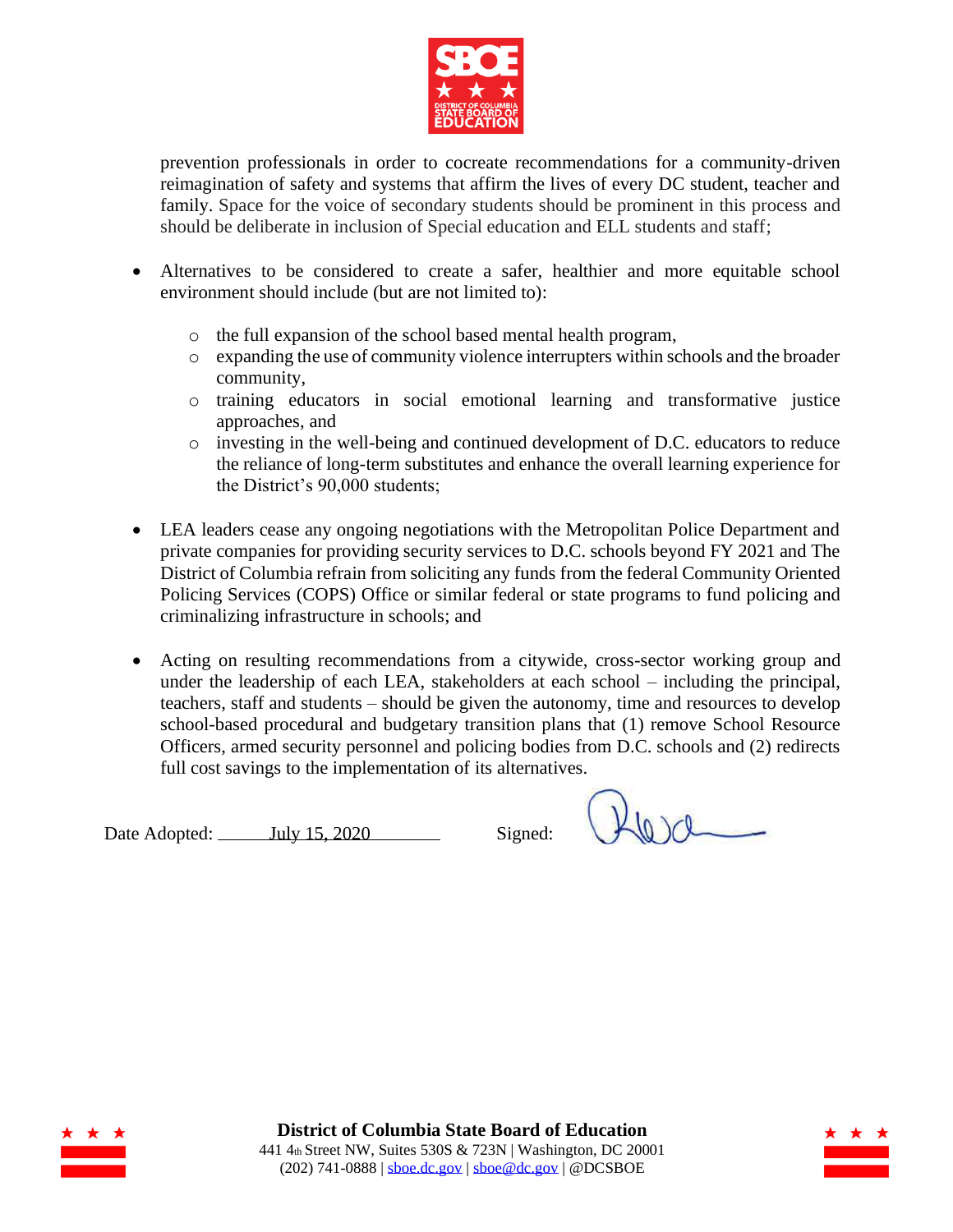prevention professionals in order to cocreate recommendations for a community-driven reimagination of safety and systems that affirm the lives of every DC student, teacher and family. Space for the voice of secondary students should be prominent in this process and should be deliberate in inclusion of Special education and ELL students and staff;

- Alternatives to be considered to create a safer, healthier and more equitable school environment should include (but are not limited to):
  - the full expansion of the school based mental health program,
  - expanding the use of community violence interrupters within schools and the broader community,
  - training educators in social emotional learning and transformative justice approaches, and
  - investing in the well-being and continued development of D.C. educators to reduce the reliance of long-term substitutes and enhance the overall learning experience for the District's 90,000 students;

- LEA leaders cease any ongoing negotiations with the Metropolitan Police Department and private companies for providing security services to D.C. schools beyond FY 2021 and The District of Columbia refrain from soliciting any funds from the federal Community Oriented Policing Services (COPS) Office or similar federal or state programs to fund policing and criminalizing infrastructure in schools; and

- Acting on resulting recommendations from a citywide, cross-sector working group and under the leadership of each LEA, stakeholders at each school – including the principal, teachers, staff and students – should be given the autonomy, time and resources to develop school-based procedural and budgetary transition plans that (1) remove School Resource Officers, armed security personnel and policing bodies from D.C. schools and (2) redirects full cost savings to the implementation of its alternatives.

Date Adopted: July 15, 2020 Signed: